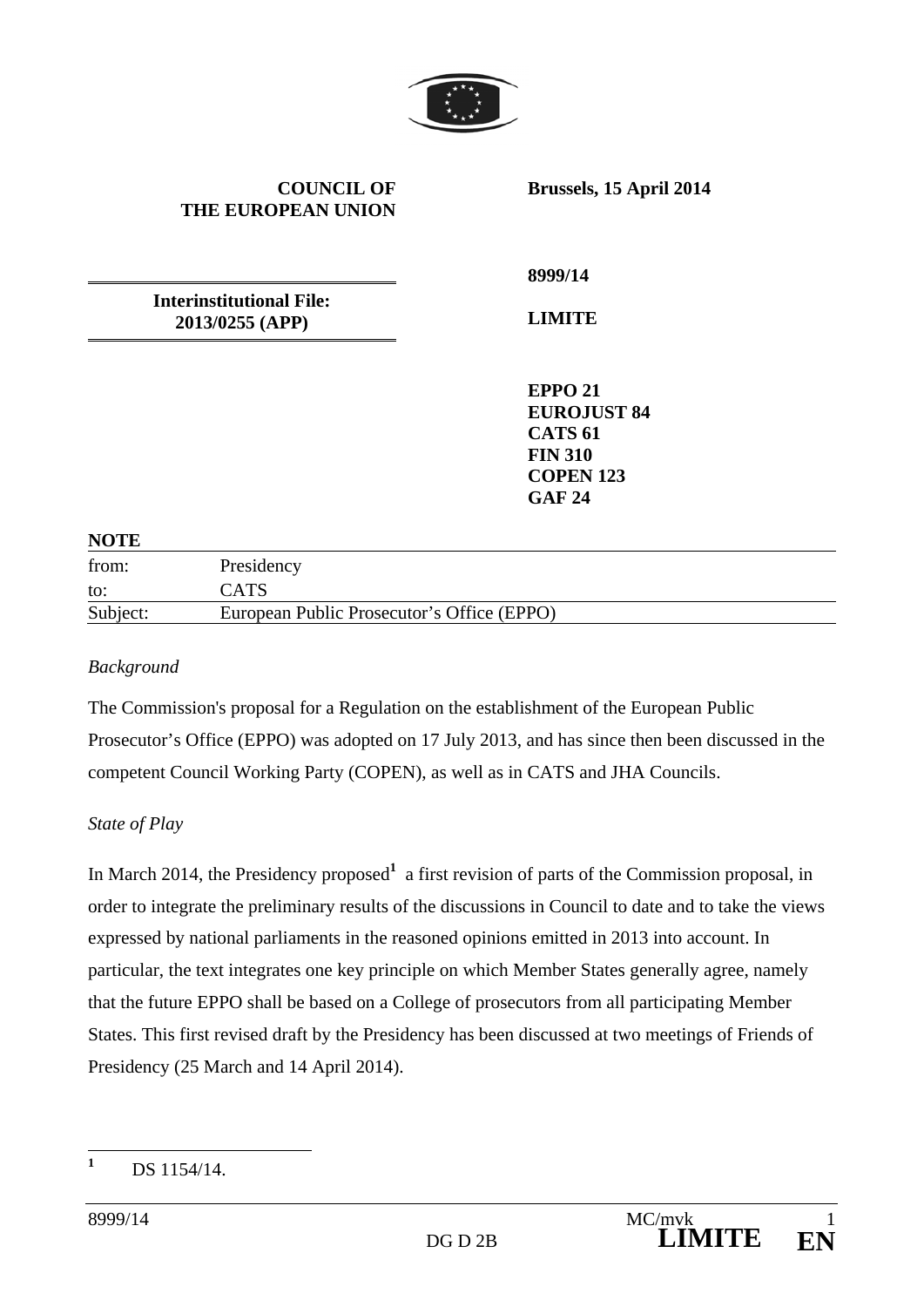**COUNCIL OF THE EUROPEAN UNION**

**Brussels, 15 April 2014**

**Interinstitutional File: 2013/0255 (APP)**

**8999/14**

**LIMITE**

**EPPO 21**
**EUROJUST 84**
**CATS 61**
**FIN 310**
**COPEN 123**
**GAF 24**

**NOTE**

| | |
|---|---|
| from: | Presidency |
| to: | CATS |
| Subject: | European Public Prosecutor's Office (EPPO) |

*Background*

The Commission's proposal for a Regulation on the establishment of the European Public Prosecutor's Office (EPPO) was adopted on 17 July 2013, and has since then been discussed in the competent Council Working Party (COPEN), as well as in CATS and JHA Councils.

*State of Play*

In March 2014, the Presidency proposed[1] a first revision of parts of the Commission proposal, in order to integrate the preliminary results of the discussions in Council to date and to take the views expressed by national parliaments in the reasoned opinions emitted in 2013 into account. In particular, the text integrates one key principle on which Member States generally agree, namely that the future EPPO shall be based on a College of prosecutors from all participating Member States. This first revised draft by the Presidency has been discussed at two meetings of Friends of Presidency (25 March and 14 April 2014).

[1] DS 1154/14.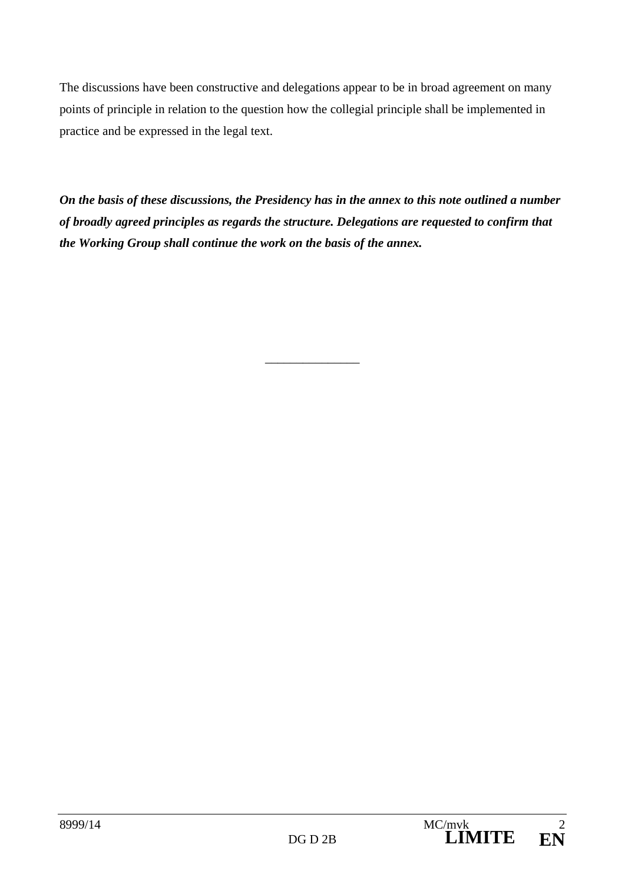The discussions have been constructive and delegations appear to be in broad agreement on many points of principle in relation to the question how the collegial principle shall be implemented in practice and be expressed in the legal text.

***On the basis of these discussions, the Presidency has in the annex to this note outlined a number of broadly agreed principles as regards the structure. Delegations are requested to confirm that the Working Group shall continue the work on the basis of the annex.***

---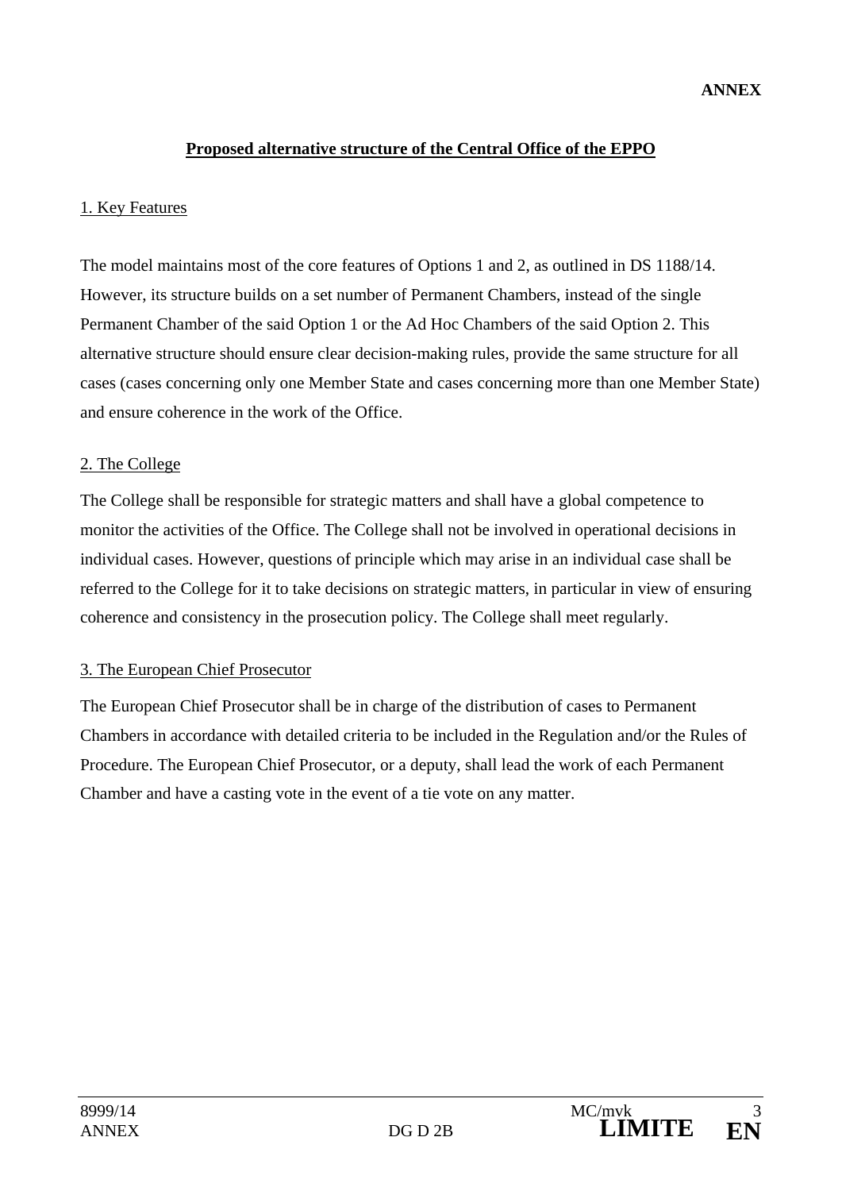**ANNEX**

## Proposed alternative structure of the Central Office of the EPPO

### 1. Key Features

The model maintains most of the core features of Options 1 and 2, as outlined in DS 1188/14. However, its structure builds on a set number of Permanent Chambers, instead of the single Permanent Chamber of the said Option 1 or the Ad Hoc Chambers of the said Option 2. This alternative structure should ensure clear decision-making rules, provide the same structure for all cases (cases concerning only one Member State and cases concerning more than one Member State) and ensure coherence in the work of the Office.

### 2. The College

The College shall be responsible for strategic matters and shall have a global competence to monitor the activities of the Office. The College shall not be involved in operational decisions in individual cases. However, questions of principle which may arise in an individual case shall be referred to the College for it to take decisions on strategic matters, in particular in view of ensuring coherence and consistency in the prosecution policy. The College shall meet regularly.

### 3. The European Chief Prosecutor

The European Chief Prosecutor shall be in charge of the distribution of cases to Permanent Chambers in accordance with detailed criteria to be included in the Regulation and/or the Rules of Procedure. The European Chief Prosecutor, or a deputy, shall lead the work of each Permanent Chamber and have a casting vote in the event of a tie vote on any matter.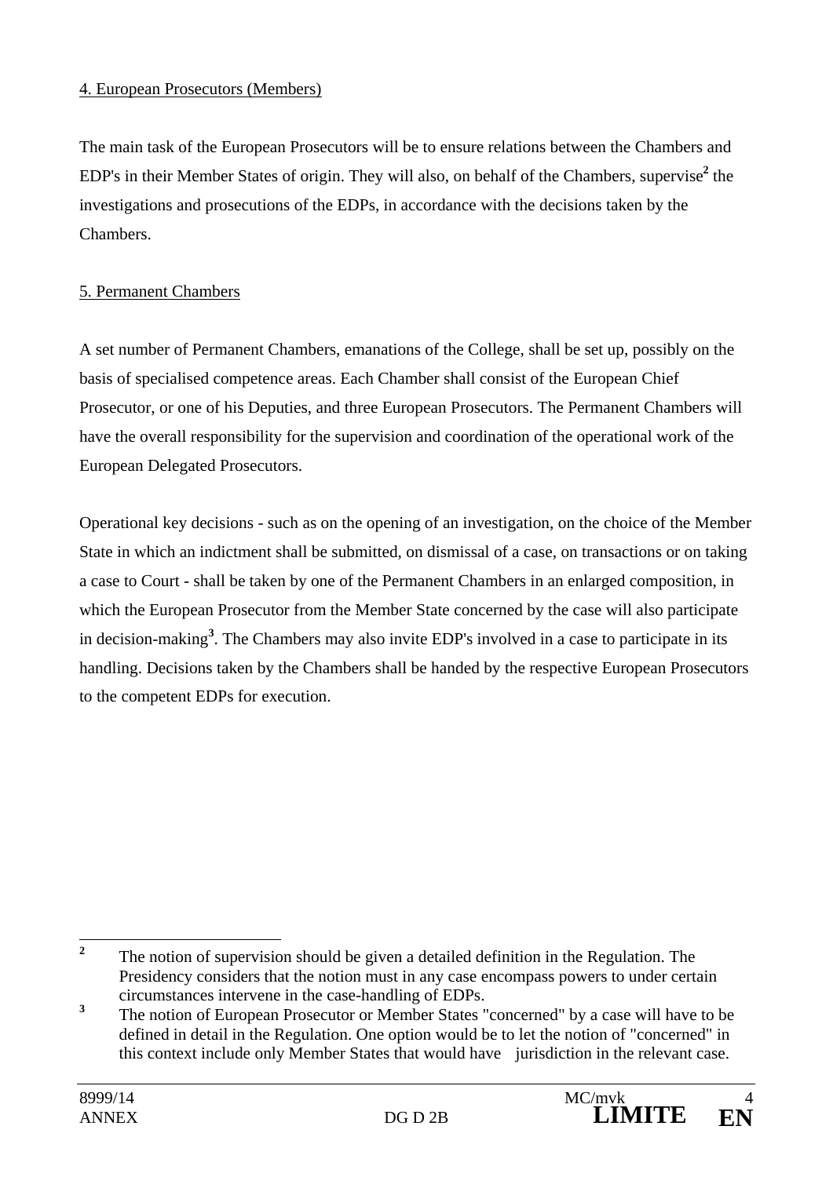4. European Prosecutors (Members)

The main task of the European Prosecutors will be to ensure relations between the Chambers and EDP's in their Member States of origin. They will also, on behalf of the Chambers, supervise[2] the investigations and prosecutions of the EDPs, in accordance with the decisions taken by the Chambers.

5. Permanent Chambers

A set number of Permanent Chambers, emanations of the College, shall be set up, possibly on the basis of specialised competence areas. Each Chamber shall consist of the European Chief Prosecutor, or one of his Deputies, and three European Prosecutors. The Permanent Chambers will have the overall responsibility for the supervision and coordination of the operational work of the European Delegated Prosecutors.

Operational key decisions - such as on the opening of an investigation, on the choice of the Member State in which an indictment shall be submitted, on dismissal of a case, on transactions or on taking a case to Court - shall be taken by one of the Permanent Chambers in an enlarged composition, in which the European Prosecutor from the Member State concerned by the case will also participate in decision-making[3]. The Chambers may also invite EDP's involved in a case to participate in its handling. Decisions taken by the Chambers shall be handed by the respective European Prosecutors to the competent EDPs for execution.

---

[2] The notion of supervision should be given a detailed definition in the Regulation. The Presidency considers that the notion must in any case encompass powers to under certain circumstances intervene in the case-handling of EDPs.

[3] The notion of European Prosecutor or Member States "concerned" by a case will have to be defined in detail in the Regulation. One option would be to let the notion of "concerned" in this context include only Member States that would have jurisdiction in the relevant case.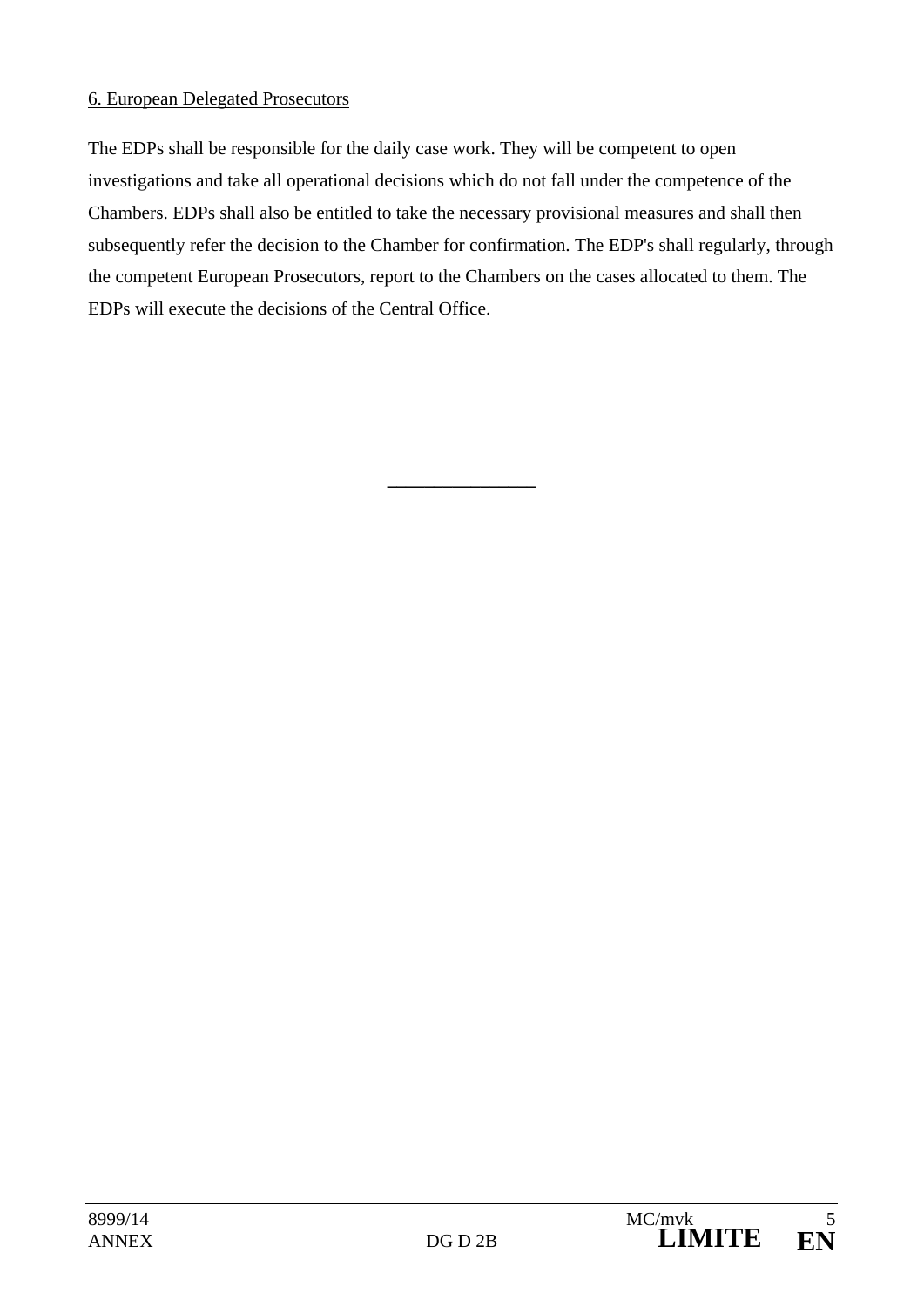6. European Delegated Prosecutors

The EDPs shall be responsible for the daily case work. They will be competent to open investigations and take all operational decisions which do not fall under the competence of the Chambers. EDPs shall also be entitled to take the necessary provisional measures and shall then subsequently refer the decision to the Chamber for confirmation. The EDP's shall regularly, through the competent European Prosecutors, report to the Chambers on the cases allocated to them. The EDPs will execute the decisions of the Central Office.